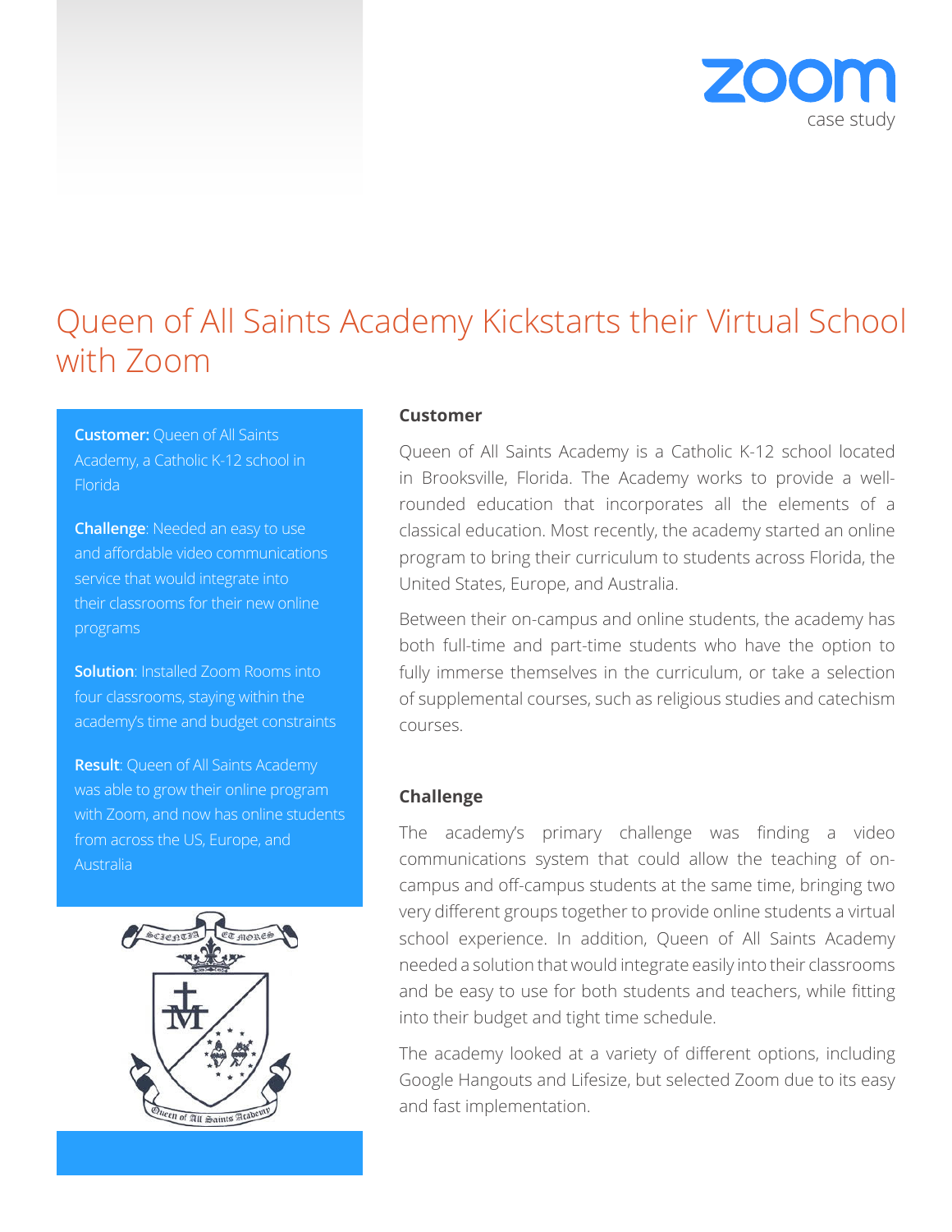zoom
case study

# Queen of All Saints Academy Kickstarts their Virtual School with Zoom

**Customer:** Queen of All Saints Academy, a Catholic K-12 school in Florida

**Challenge**: Needed an easy to use and affordable video communications service that would integrate into their classrooms for their new online programs

**Solution**: Installed Zoom Rooms into four classrooms, staying within the academy's time and budget constraints

**Result**: Queen of All Saints Academy was able to grow their online program with Zoom, and now has online students from across the US, Europe, and Australia

## Customer

Queen of All Saints Academy is a Catholic K-12 school located in Brooksville, Florida. The Academy works to provide a well-rounded education that incorporates all the elements of a classical education. Most recently, the academy started an online program to bring their curriculum to students across Florida, the United States, Europe, and Australia.

Between their on-campus and online students, the academy has both full-time and part-time students who have the option to fully immerse themselves in the curriculum, or take a selection of supplemental courses, such as religious studies and catechism courses.

## Challenge

The academy's primary challenge was finding a video communications system that could allow the teaching of on-campus and off-campus students at the same time, bringing two very different groups together to provide online students a virtual school experience. In addition, Queen of All Saints Academy needed a solution that would integrate easily into their classrooms and be easy to use for both students and teachers, while fitting into their budget and tight time schedule.

The academy looked at a variety of different options, including Google Hangouts and Lifesize, but selected Zoom due to its easy and fast implementation.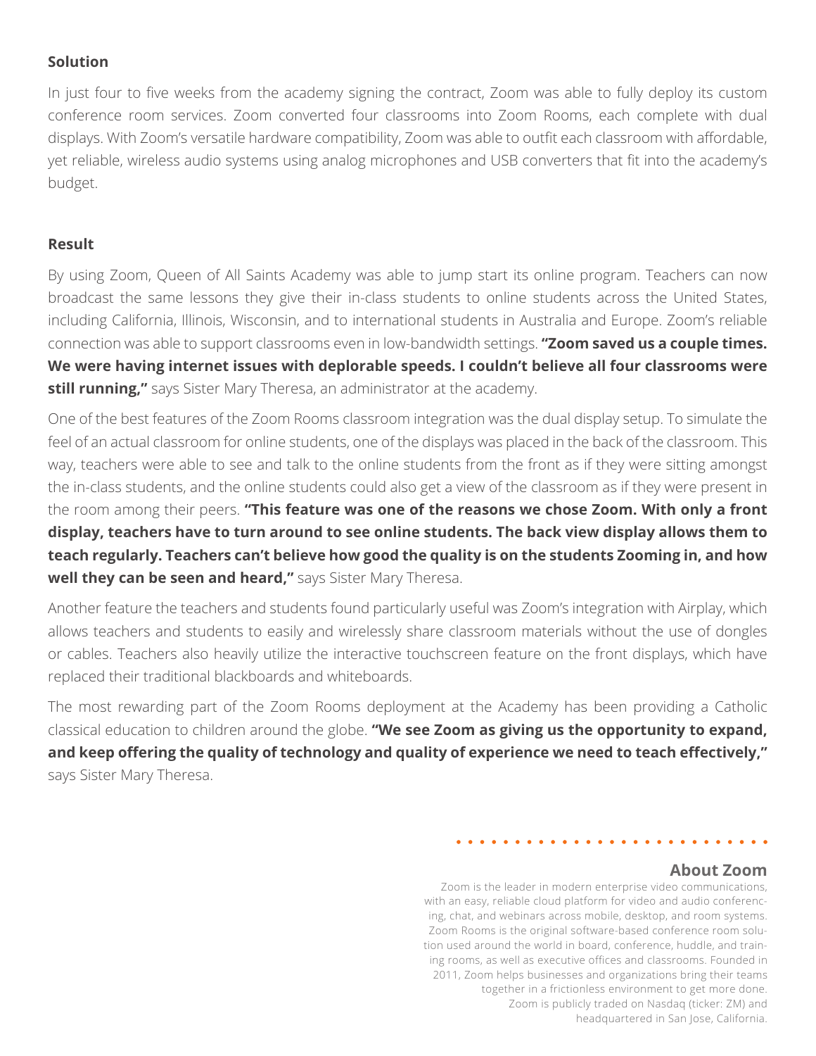## Solution

In just four to five weeks from the academy signing the contract, Zoom was able to fully deploy its custom conference room services. Zoom converted four classrooms into Zoom Rooms, each complete with dual displays. With Zoom's versatile hardware compatibility, Zoom was able to outfit each classroom with affordable, yet reliable, wireless audio systems using analog microphones and USB converters that fit into the academy's budget.

## Result

By using Zoom, Queen of All Saints Academy was able to jump start its online program. Teachers can now broadcast the same lessons they give their in-class students to online students across the United States, including California, Illinois, Wisconsin, and to international students in Australia and Europe. Zoom's reliable connection was able to support classrooms even in low-bandwidth settings. **"Zoom saved us a couple times. We were having internet issues with deplorable speeds. I couldn't believe all four classrooms were still running,"** says Sister Mary Theresa, an administrator at the academy.

One of the best features of the Zoom Rooms classroom integration was the dual display setup. To simulate the feel of an actual classroom for online students, one of the displays was placed in the back of the classroom. This way, teachers were able to see and talk to the online students from the front as if they were sitting amongst the in-class students, and the online students could also get a view of the classroom as if they were present in the room among their peers. **"This feature was one of the reasons we chose Zoom. With only a front display, teachers have to turn around to see online students. The back view display allows them to teach regularly. Teachers can't believe how good the quality is on the students Zooming in, and how well they can be seen and heard,"** says Sister Mary Theresa.

Another feature the teachers and students found particularly useful was Zoom's integration with Airplay, which allows teachers and students to easily and wirelessly share classroom materials without the use of dongles or cables. Teachers also heavily utilize the interactive touchscreen feature on the front displays, which have replaced their traditional blackboards and whiteboards.

The most rewarding part of the Zoom Rooms deployment at the Academy has been providing a Catholic classical education to children around the globe. **"We see Zoom as giving us the opportunity to expand, and keep offering the quality of technology and quality of experience we need to teach effectively,"** says Sister Mary Theresa.

### About Zoom

Zoom is the leader in modern enterprise video communications, with an easy, reliable cloud platform for video and audio conferencing, chat, and webinars across mobile, desktop, and room systems. Zoom Rooms is the original software-based conference room solution used around the world in board, conference, huddle, and training rooms, as well as executive offices and classrooms. Founded in 2011, Zoom helps businesses and organizations bring their teams together in a frictionless environment to get more done. Zoom is publicly traded on Nasdaq (ticker: ZM) and headquartered in San Jose, California.